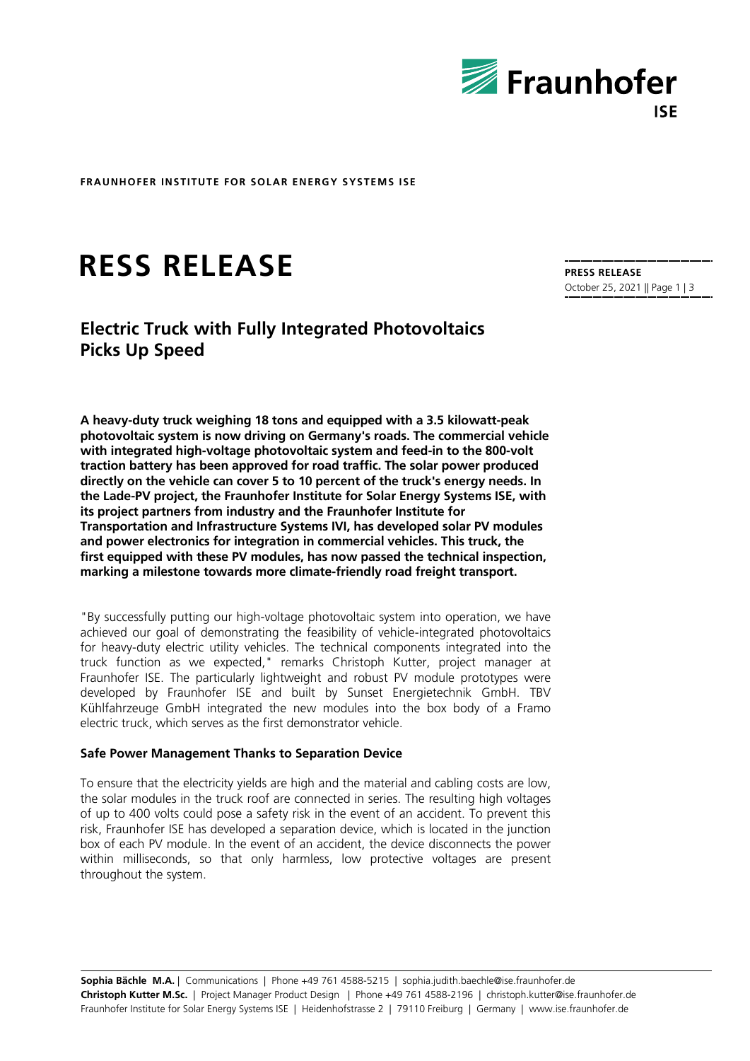**FRAUNHOFER INSTITUTE FOR SOLAR ENERGY SYSTEMS ISE**

# RESS RELEASE

**PRESS RELEASE**
October 25, 2021 || Page 1 | 3

## Electric Truck with Fully Integrated Photovoltaics Picks Up Speed

**A heavy-duty truck weighing 18 tons and equipped with a 3.5 kilowatt-peak photovoltaic system is now driving on Germany's roads. The commercial vehicle with integrated high-voltage photovoltaic system and feed-in to the 800-volt traction battery has been approved for road traffic. The solar power produced directly on the vehicle can cover 5 to 10 percent of the truck's energy needs. In the Lade-PV project, the Fraunhofer Institute for Solar Energy Systems ISE, with its project partners from industry and the Fraunhofer Institute for Transportation and Infrastructure Systems IVI, has developed solar PV modules and power electronics for integration in commercial vehicles. This truck, the first equipped with these PV modules, has now passed the technical inspection, marking a milestone towards more climate-friendly road freight transport.**

"By successfully putting our high-voltage photovoltaic system into operation, we have achieved our goal of demonstrating the feasibility of vehicle-integrated photovoltaics for heavy-duty electric utility vehicles. The technical components integrated into the truck function as we expected," remarks Christoph Kutter, project manager at Fraunhofer ISE. The particularly lightweight and robust PV module prototypes were developed by Fraunhofer ISE and built by Sunset Energietechnik GmbH. TBV Kühlfahrzeuge GmbH integrated the new modules into the box body of a Framo electric truck, which serves as the first demonstrator vehicle.

### Safe Power Management Thanks to Separation Device

To ensure that the electricity yields are high and the material and cabling costs are low, the solar modules in the truck roof are connected in series. The resulting high voltages of up to 400 volts could pose a safety risk in the event of an accident. To prevent this risk, Fraunhofer ISE has developed a separation device, which is located in the junction box of each PV module. In the event of an accident, the device disconnects the power within milliseconds, so that only harmless, low protective voltages are present throughout the system.

**Sophia Bächle M.A.** | Communications | Phone +49 761 4588-5215 | sophia.judith.baechle@ise.fraunhofer.de
**Christoph Kutter M.Sc.** | Project Manager Product Design | Phone +49 761 4588-2196 | christoph.kutter@ise.fraunhofer.de
Fraunhofer Institute for Solar Energy Systems ISE | Heidenhofstrasse 2 | 79110 Freiburg | Germany | www.ise.fraunhofer.de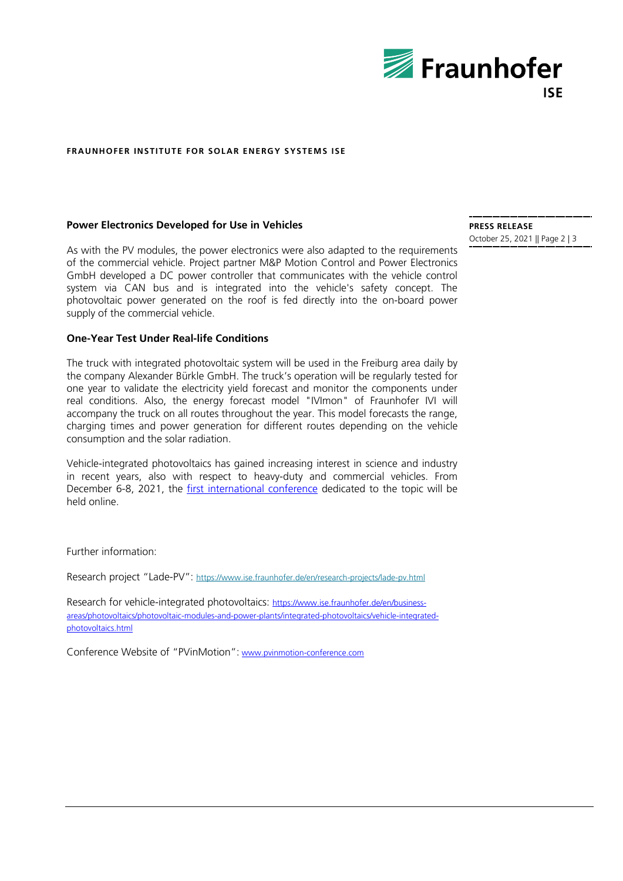## Power Electronics Developed for Use in Vehicles

As with the PV modules, the power electronics were also adapted to the requirements of the commercial vehicle. Project partner M&P Motion Control and Power Electronics GmbH developed a DC power controller that communicates with the vehicle control system via CAN bus and is integrated into the vehicle's safety concept. The photovoltaic power generated on the roof is fed directly into the on-board power supply of the commercial vehicle.

## One-Year Test Under Real-life Conditions

The truck with integrated photovoltaic system will be used in the Freiburg area daily by the company Alexander Bürkle GmbH. The truck's operation will be regularly tested for one year to validate the electricity yield forecast and monitor the components under real conditions. Also, the energy forecast model "IVImon" of Fraunhofer IVI will accompany the truck on all routes throughout the year. This model forecasts the range, charging times and power generation for different routes depending on the vehicle consumption and the solar radiation.

Vehicle-integrated photovoltaics has gained increasing interest in science and industry in recent years, also with respect to heavy-duty and commercial vehicles. From December 6-8, 2021, the first international conference dedicated to the topic will be held online.

Further information:

Research project "Lade-PV": https://www.ise.fraunhofer.de/en/research-projects/lade-pv.html

Research for vehicle-integrated photovoltaics: https://www.ise.fraunhofer.de/en/business-areas/photovoltaics/photovoltaic-modules-and-power-plants/integrated-photovoltaics/vehicle-integrated-photovoltaics.html

Conference Website of "PVinMotion": www.pvinmotion-conference.com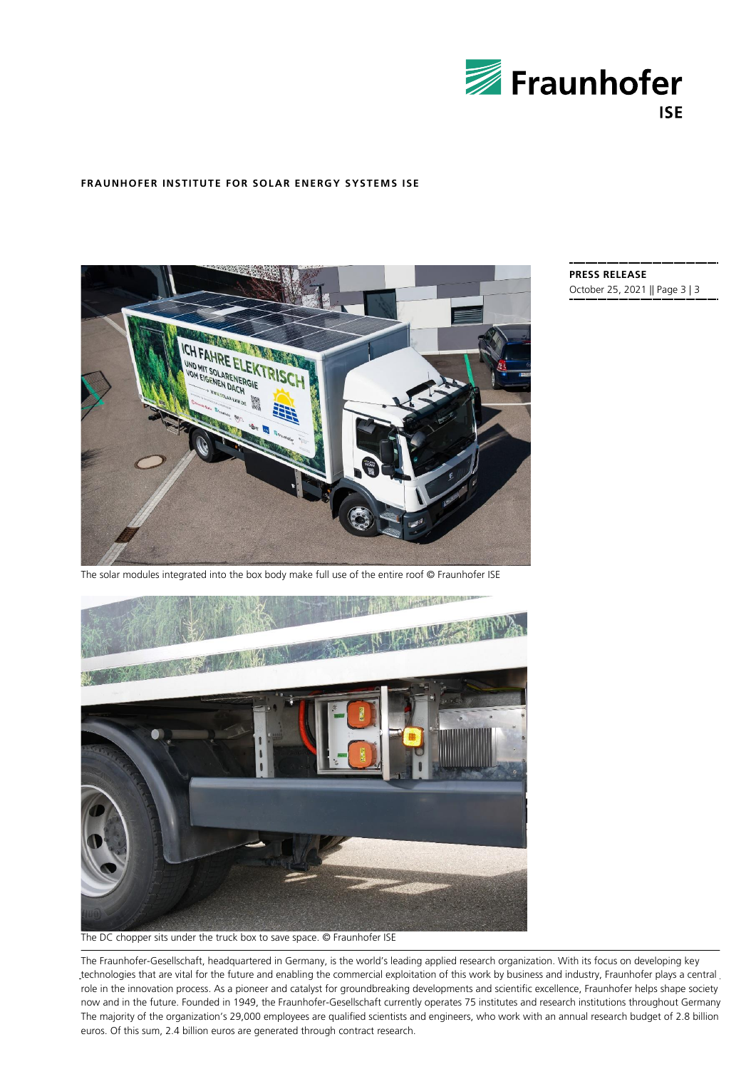The solar modules integrated into the box body make full use of the entire roof © Fraunhofer ISE

The DC chopper sits under the truck box to save space. © Fraunhofer ISE

The Fraunhofer-Gesellschaft, headquartered in Germany, is the world's leading applied research organization. With its focus on developing key technologies that are vital for the future and enabling the commercial exploitation of this work by business and industry, Fraunhofer plays a central role in the innovation process. As a pioneer and catalyst for groundbreaking developments and scientific excellence, Fraunhofer helps shape society now and in the future. Founded in 1949, the Fraunhofer-Gesellschaft currently operates 75 institutes and research institutions throughout Germany The majority of the organization's 29,000 employees are qualified scientists and engineers, who work with an annual research budget of 2.8 billion euros. Of this sum, 2.4 billion euros are generated through contract research.